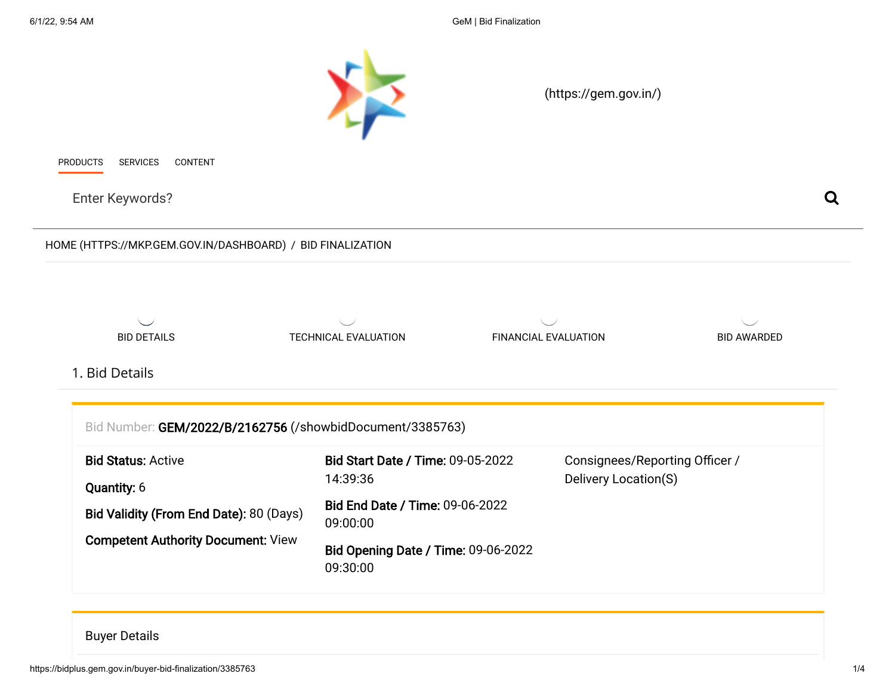(https://gem.gov.in/)

PRODUCTS SERVICES CONTENT

Enter Keywords?

HOME (HTTPS://MKP.GEM.GOV.IN/DASHBOARD) / BID FINALIZATION

BID DETAILS | TECHNICAL EVALUATION | FINANCIAL EVALUATION | BID AWARDED

## 1. Bid Details

Bid Number: **GEM/2022/B/2162756** (/showbidDocument/3385763)

**Bid Status:** Active

**Quantity:** 6

**Bid Validity (From End Date):** 80 (Days)

**Competent Authority Document:** View

**Bid Start Date / Time:** 09-05-2022 14:39:36

**Bid End Date / Time:** 09-06-2022 09:00:00

**Bid Opening Date / Time:** 09-06-2022 09:30:00

Consignees/Reporting Officer / Delivery Location(S)

### Buyer Details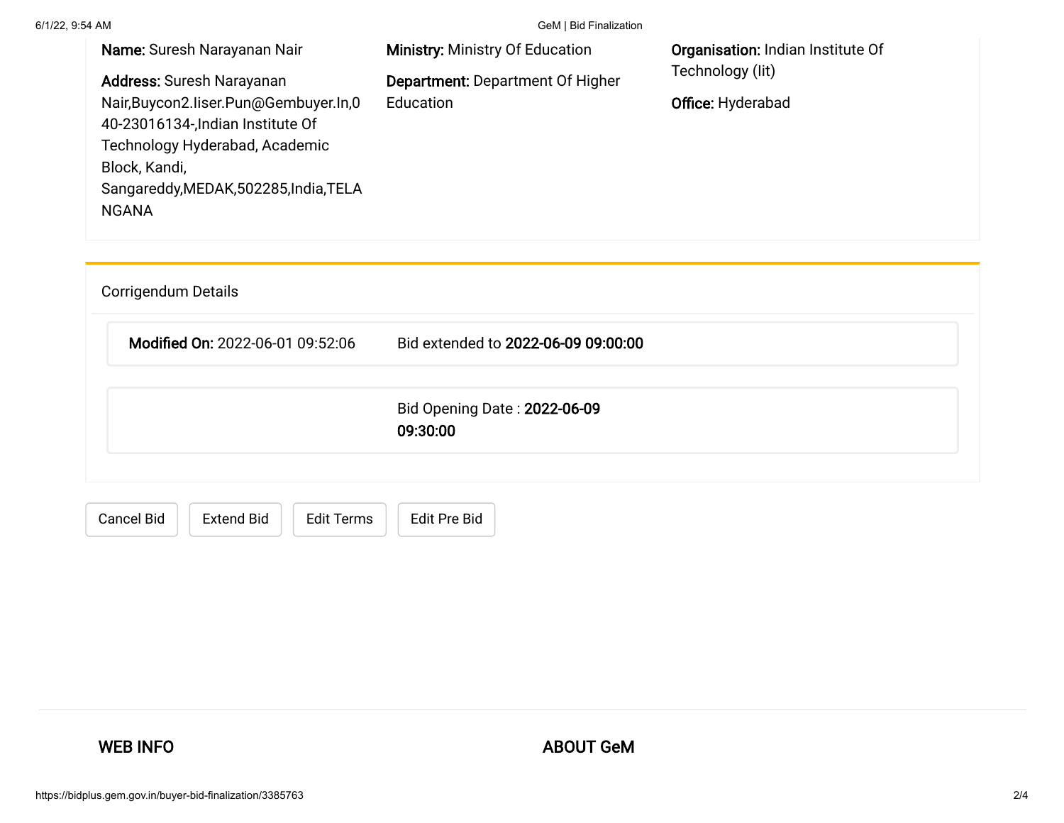**Name:** Suresh Narayanan Nair

**Address:** Suresh Narayanan Nair,Buycon2.Iiser.Pun@Gembuyer.In,040-23016134-,Indian Institute Of Technology Hyderabad, Academic Block, Kandi, Sangareddy,MEDAK,502285,India,TELANGANA

**Ministry:** Ministry Of Education

**Department:** Department Of Higher Education

**Organisation:** Indian Institute Of Technology (Iit)

**Office:** Hyderabad

## Corrigendum Details

**Modified On:** 2022-06-01 09:52:06 Bid extended to **2022-06-09 09:00:00**

Bid Opening Date : **2022-06-09 09:30:00**

Cancel Bid | Extend Bid | Edit Terms | Edit Pre Bid

WEB INFO

ABOUT GeM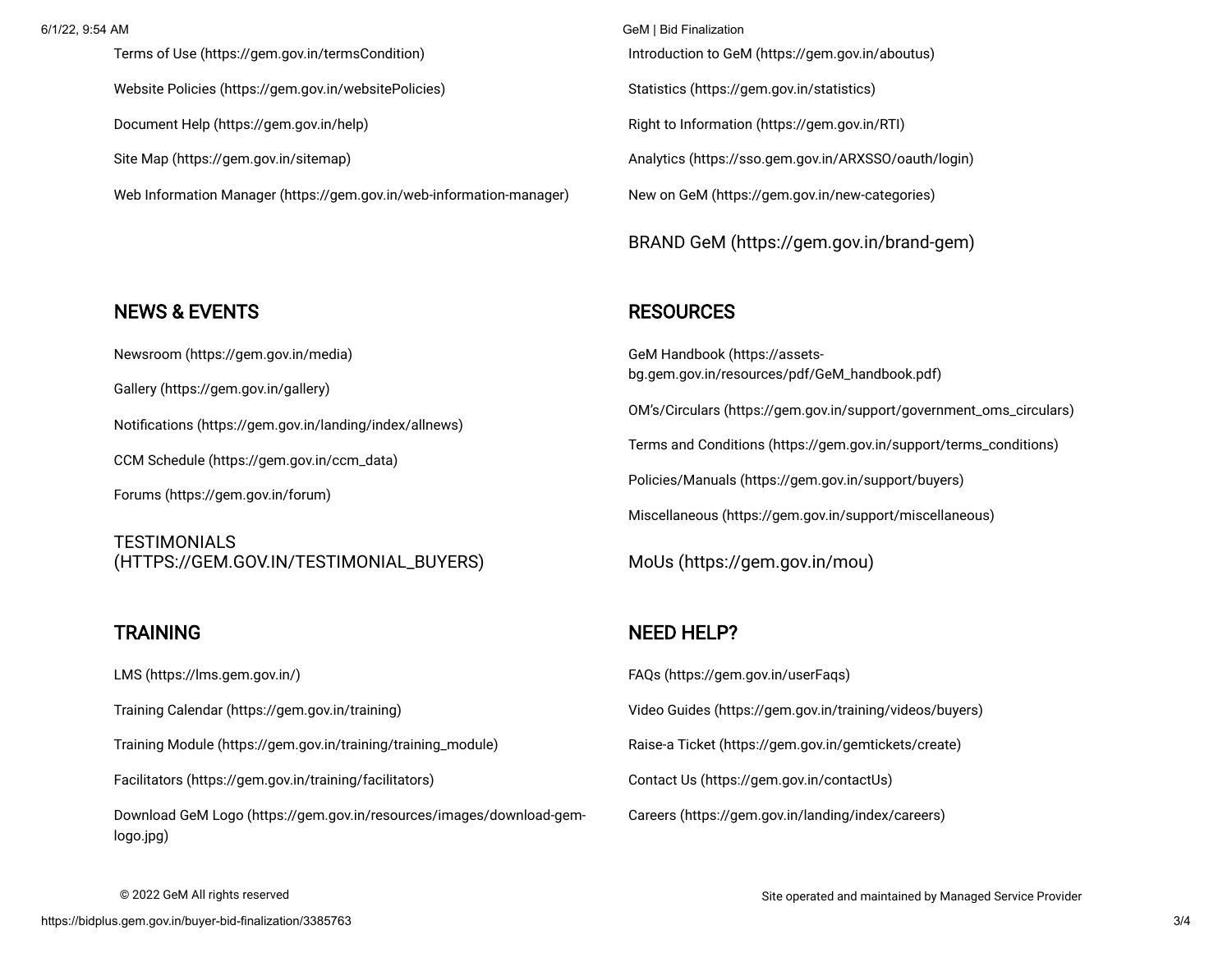Terms of Use (https://gem.gov.in/termsCondition)

Website Policies (https://gem.gov.in/websitePolicies)

Document Help (https://gem.gov.in/help)

Site Map (https://gem.gov.in/sitemap)

Web Information Manager (https://gem.gov.in/web-information-manager)

Introduction to GeM (https://gem.gov.in/aboutus)

Statistics (https://gem.gov.in/statistics)

Right to Information (https://gem.gov.in/RTI)

Analytics (https://sso.gem.gov.in/ARXSSO/oauth/login)

New on GeM (https://gem.gov.in/new-categories)

BRAND GeM (https://gem.gov.in/brand-gem)

## NEWS & EVENTS

Newsroom (https://gem.gov.in/media)

Gallery (https://gem.gov.in/gallery)

Notifications (https://gem.gov.in/landing/index/allnews)

CCM Schedule (https://gem.gov.in/ccm_data)

Forums (https://gem.gov.in/forum)

TESTIMONIALS (HTTPS://GEM.GOV.IN/TESTIMONIAL_BUYERS)

## RESOURCES

GeM Handbook (https://assets-bg.gem.gov.in/resources/pdf/GeM_handbook.pdf)

OM's/Circulars (https://gem.gov.in/support/government_oms_circulars)

Terms and Conditions (https://gem.gov.in/support/terms_conditions)

Policies/Manuals (https://gem.gov.in/support/buyers)

Miscellaneous (https://gem.gov.in/support/miscellaneous)

MoUs (https://gem.gov.in/mou)

## TRAINING

LMS (https://lms.gem.gov.in/)

Training Calendar (https://gem.gov.in/training)

Training Module (https://gem.gov.in/training/training_module)

Facilitators (https://gem.gov.in/training/facilitators)

Download GeM Logo (https://gem.gov.in/resources/images/download-gem-logo.jpg)

## NEED HELP?

FAQs (https://gem.gov.in/userFaqs)

Video Guides (https://gem.gov.in/training/videos/buyers)

Raise-a Ticket (https://gem.gov.in/gemtickets/create)

Contact Us (https://gem.gov.in/contactUs)

Careers (https://gem.gov.in/landing/index/careers)

© 2022 GeM All rights reserved

Site operated and maintained by Managed Service Provider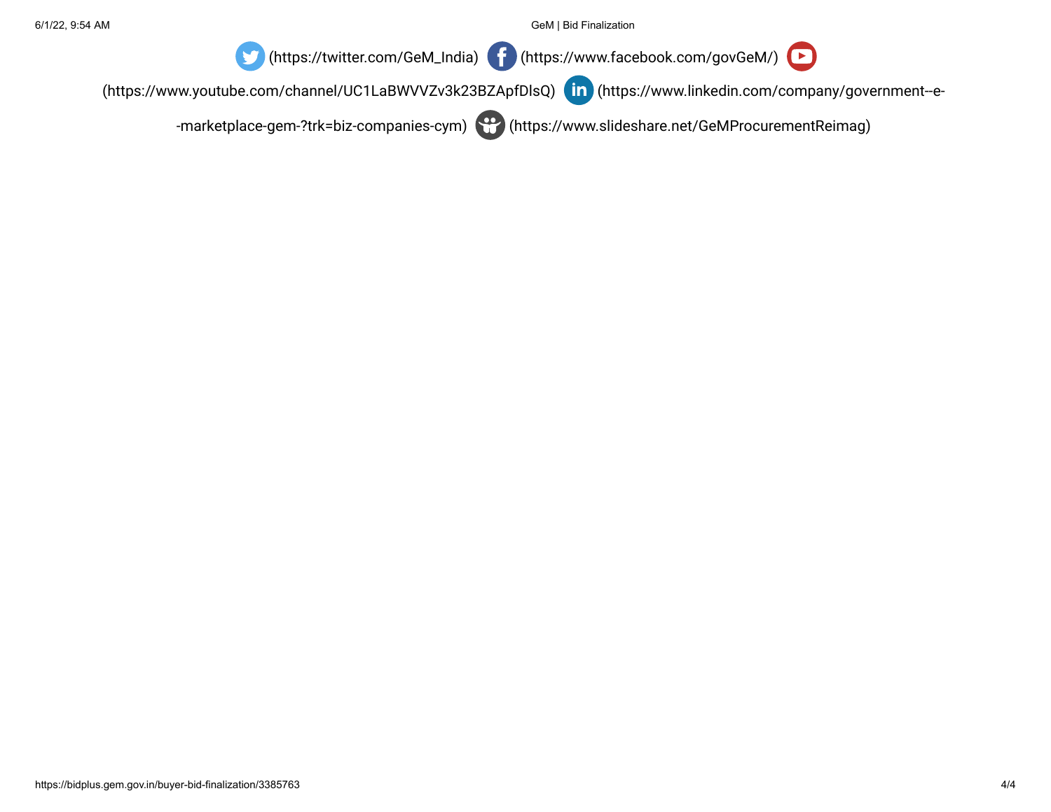(https://twitter.com/GeM_India) (https://www.facebook.com/govGeM/) (https://www.youtube.com/channel/UC1LaBWVVZv3k23BZApfDlsQ) (https://www.linkedin.com/company/government--e--marketplace-gem-?trk=biz-companies-cym) (https://www.slideshare.net/GeMProcurementReimag)